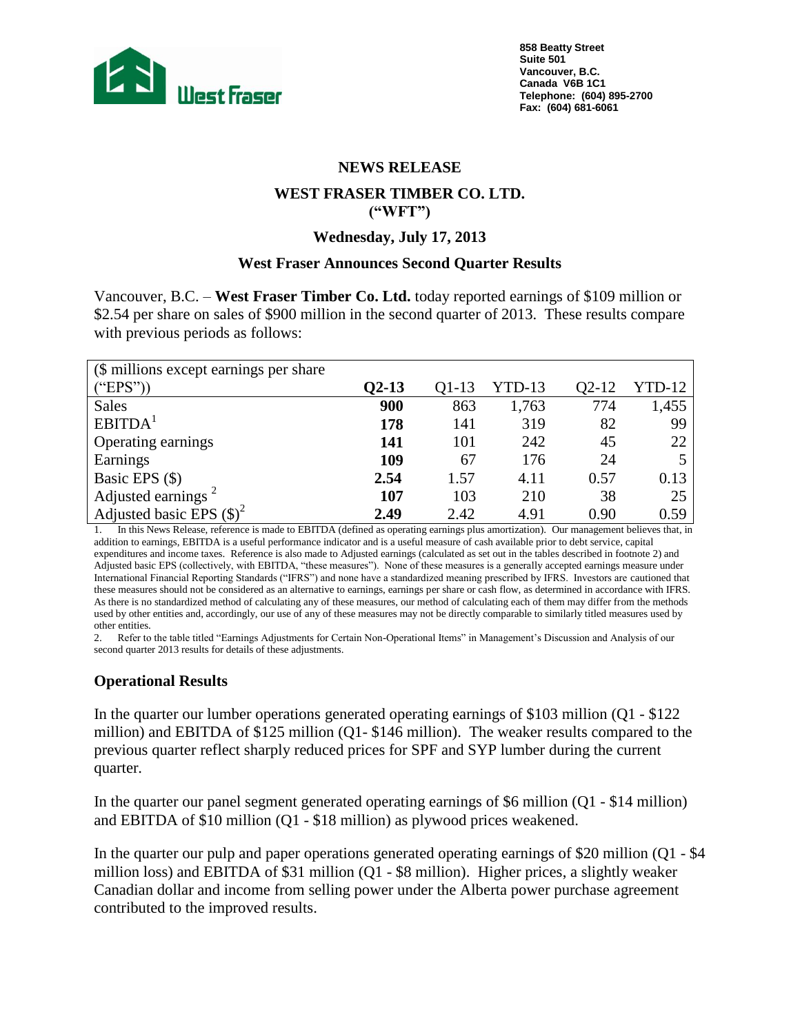858 Beatty Street
Suite 501
Vancouver, B.C.
Canada V6B 1C1
Telephone: (604) 895-2700
Fax: (604) 681-6061

## NEWS RELEASE

## WEST FRASER TIMBER CO. LTD. ("WFT")

### Wednesday, July 17, 2013

### West Fraser Announces Second Quarter Results

Vancouver, B.C. – **West Fraser Timber Co. Ltd.** today reported earnings of $109 million or $2.54 per share on sales of $900 million in the second quarter of 2013. These results compare with previous periods as follows:

| ($ millions except earnings per share ("EPS")) | **Q2-13** | Q1-13 | YTD-13 | Q2-12 | YTD-12 |
|---|---|---|---|---|---|
| Sales | **900** | 863 | 1,763 | 774 | 1,455 |
| EBITDA[1] | **178** | 141 | 319 | 82 | 99 |
| Operating earnings | **141** | 101 | 242 | 45 | 22 |
| Earnings | **109** | 67 | 176 | 24 | 5 |
| Basic EPS ($) | **2.54** | 1.57 | 4.11 | 0.57 | 0.13 |
| Adjusted earnings [2] | **107** | 103 | 210 | 38 | 25 |
| Adjusted basic EPS ($)[2] | **2.49** | 2.42 | 4.91 | 0.90 | 0.59 |

1. In this News Release, reference is made to EBITDA (defined as operating earnings plus amortization). Our management believes that, in addition to earnings, EBITDA is a useful performance indicator and is a useful measure of cash available prior to debt service, capital expenditures and income taxes. Reference is also made to Adjusted earnings (calculated as set out in the tables described in footnote 2) and Adjusted basic EPS (collectively, with EBITDA, "these measures"). None of these measures is a generally accepted earnings measure under International Financial Reporting Standards ("IFRS") and none have a standardized meaning prescribed by IFRS. Investors are cautioned that these measures should not be considered as an alternative to earnings, earnings per share or cash flow, as determined in accordance with IFRS. As there is no standardized method of calculating any of these measures, our method of calculating each of them may differ from the methods used by other entities and, accordingly, our use of any of these measures may not be directly comparable to similarly titled measures used by other entities.
2. Refer to the table titled "Earnings Adjustments for Certain Non-Operational Items" in Management's Discussion and Analysis of our second quarter 2013 results for details of these adjustments.

### Operational Results

In the quarter our lumber operations generated operating earnings of $103 million (Q1 - $122 million) and EBITDA of $125 million (Q1- $146 million). The weaker results compared to the previous quarter reflect sharply reduced prices for SPF and SYP lumber during the current quarter.

In the quarter our panel segment generated operating earnings of $6 million (Q1 - $14 million) and EBITDA of $10 million (Q1 - $18 million) as plywood prices weakened.

In the quarter our pulp and paper operations generated operating earnings of $20 million (Q1 - $4 million loss) and EBITDA of $31 million (Q1 - $8 million). Higher prices, a slightly weaker Canadian dollar and income from selling power under the Alberta power purchase agreement contributed to the improved results.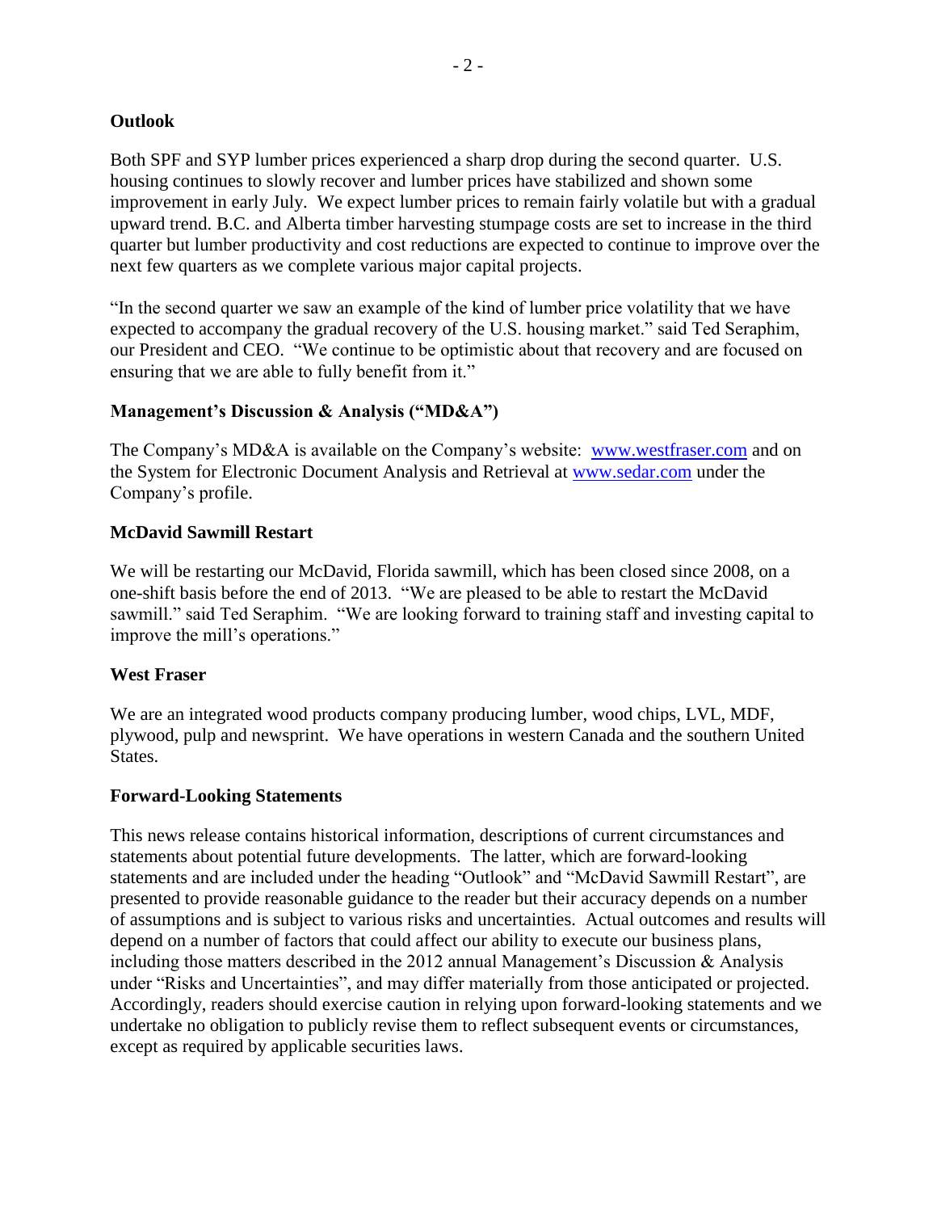## Outlook

Both SPF and SYP lumber prices experienced a sharp drop during the second quarter. U.S. housing continues to slowly recover and lumber prices have stabilized and shown some improvement in early July. We expect lumber prices to remain fairly volatile but with a gradual upward trend. B.C. and Alberta timber harvesting stumpage costs are set to increase in the third quarter but lumber productivity and cost reductions are expected to continue to improve over the next few quarters as we complete various major capital projects.

"In the second quarter we saw an example of the kind of lumber price volatility that we have expected to accompany the gradual recovery of the U.S. housing market." said Ted Seraphim, our President and CEO. "We continue to be optimistic about that recovery and are focused on ensuring that we are able to fully benefit from it."

## Management's Discussion & Analysis ("MD&A")

The Company's MD&A is available on the Company's website: [www.westfraser.com](http://www.westfraser.com) and on the System for Electronic Document Analysis and Retrieval at [www.sedar.com](http://www.sedar.com) under the Company's profile.

## McDavid Sawmill Restart

We will be restarting our McDavid, Florida sawmill, which has been closed since 2008, on a one-shift basis before the end of 2013. "We are pleased to be able to restart the McDavid sawmill." said Ted Seraphim. "We are looking forward to training staff and investing capital to improve the mill's operations."

## West Fraser

We are an integrated wood products company producing lumber, wood chips, LVL, MDF, plywood, pulp and newsprint. We have operations in western Canada and the southern United States.

## Forward-Looking Statements

This news release contains historical information, descriptions of current circumstances and statements about potential future developments. The latter, which are forward-looking statements and are included under the heading "Outlook" and "McDavid Sawmill Restart", are presented to provide reasonable guidance to the reader but their accuracy depends on a number of assumptions and is subject to various risks and uncertainties. Actual outcomes and results will depend on a number of factors that could affect our ability to execute our business plans, including those matters described in the 2012 annual Management's Discussion & Analysis under "Risks and Uncertainties", and may differ materially from those anticipated or projected. Accordingly, readers should exercise caution in relying upon forward-looking statements and we undertake no obligation to publicly revise them to reflect subsequent events or circumstances, except as required by applicable securities laws.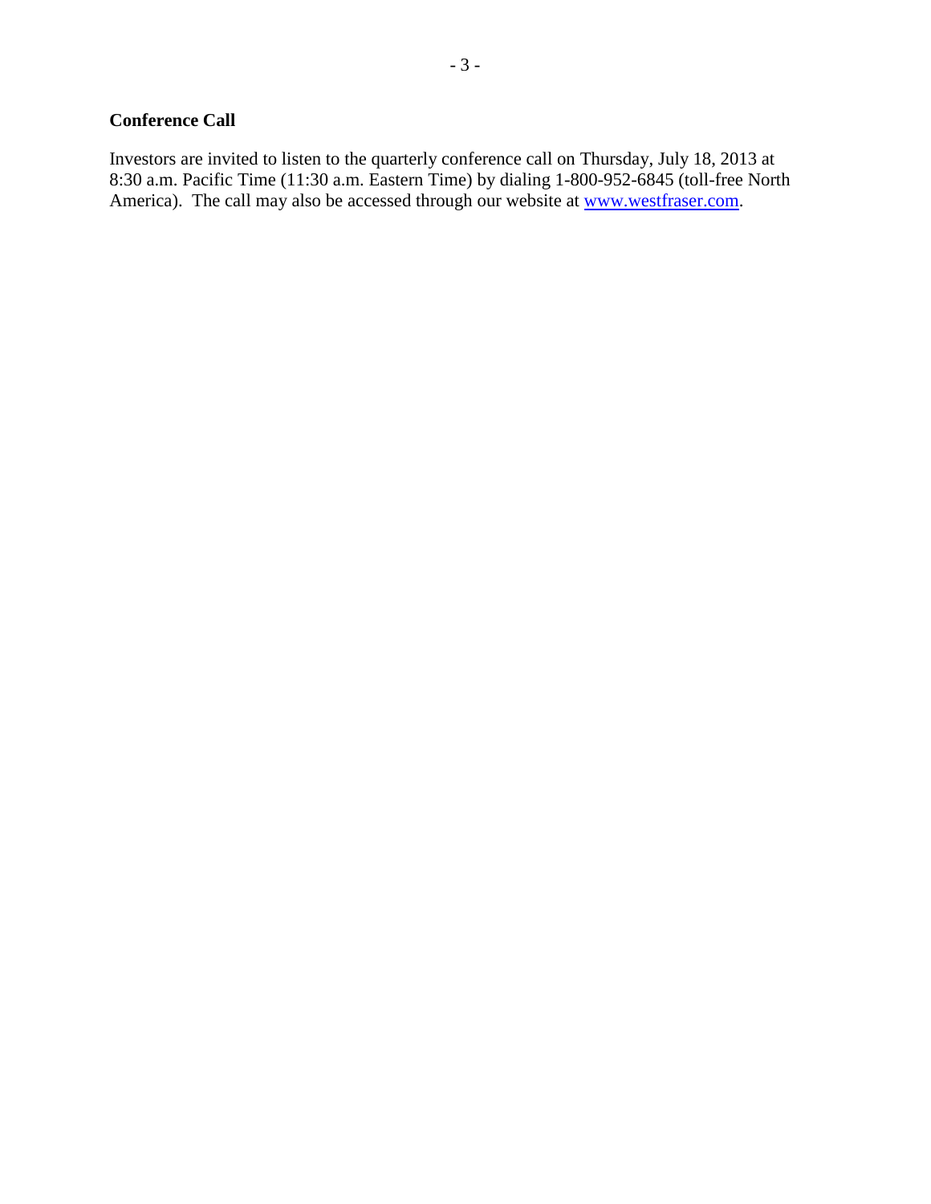## Conference Call

Investors are invited to listen to the quarterly conference call on Thursday, July 18, 2013 at 8:30 a.m. Pacific Time (11:30 a.m. Eastern Time) by dialing 1-800-952-6845 (toll-free North America). The call may also be accessed through our website at www.westfraser.com.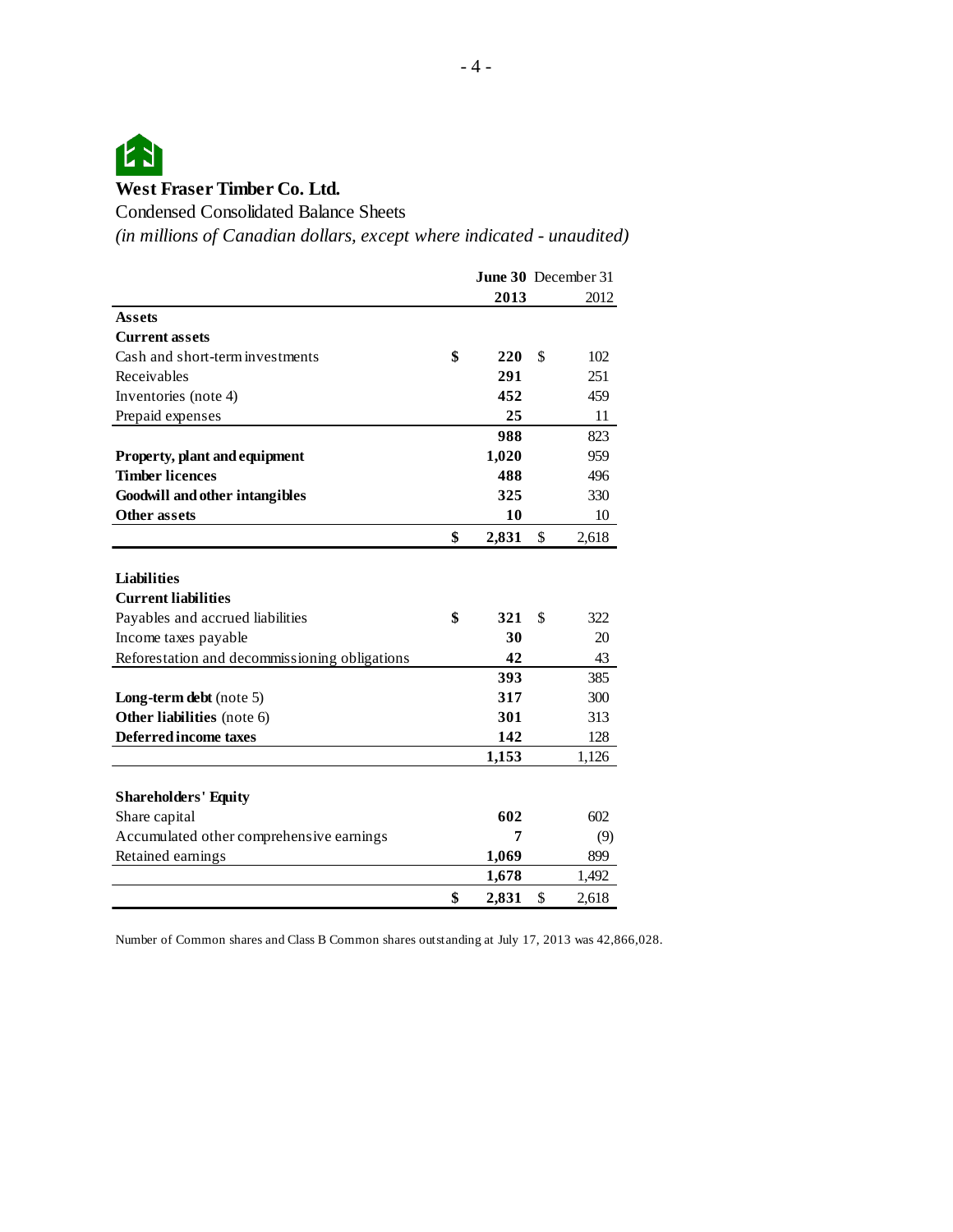# West Fraser Timber Co. Ltd.

Condensed Consolidated Balance Sheets

*(in millions of Canadian dollars, except where indicated - unaudited)*

| | **June 30 2013** | December 31 2012 |
|---|---|---|
| **Assets** | | |
| **Current assets** | | |
| Cash and short-term investments | **$ 220** | $ 102 |
| Receivables | **291** | 251 |
| Inventories (note 4) | **452** | 459 |
| Prepaid expenses | **25** | 11 |
| | **988** | 823 |
| **Property, plant and equipment** | **1,020** | 959 |
| **Timber licences** | **488** | 496 |
| **Goodwill and other intangibles** | **325** | 330 |
| **Other assets** | **10** | 10 |
| | **$ 2,831** | $ 2,618 |
| **Liabilities** | | |
| **Current liabilities** | | |
| Payables and accrued liabilities | **$ 321** | $ 322 |
| Income taxes payable | **30** | 20 |
| Reforestation and decommissioning obligations | **42** | 43 |
| | **393** | 385 |
| **Long-term debt** (note 5) | **317** | 300 |
| **Other liabilities** (note 6) | **301** | 313 |
| **Deferred income taxes** | **142** | 128 |
| | **1,153** | 1,126 |
| **Shareholders' Equity** | | |
| Share capital | **602** | 602 |
| Accumulated other comprehensive earnings | **7** | (9) |
| Retained earnings | **1,069** | 899 |
| | **1,678** | 1,492 |
| | **$ 2,831** | $ 2,618 |

Number of Common shares and Class B Common shares outstanding at July 17, 2013 was 42,866,028.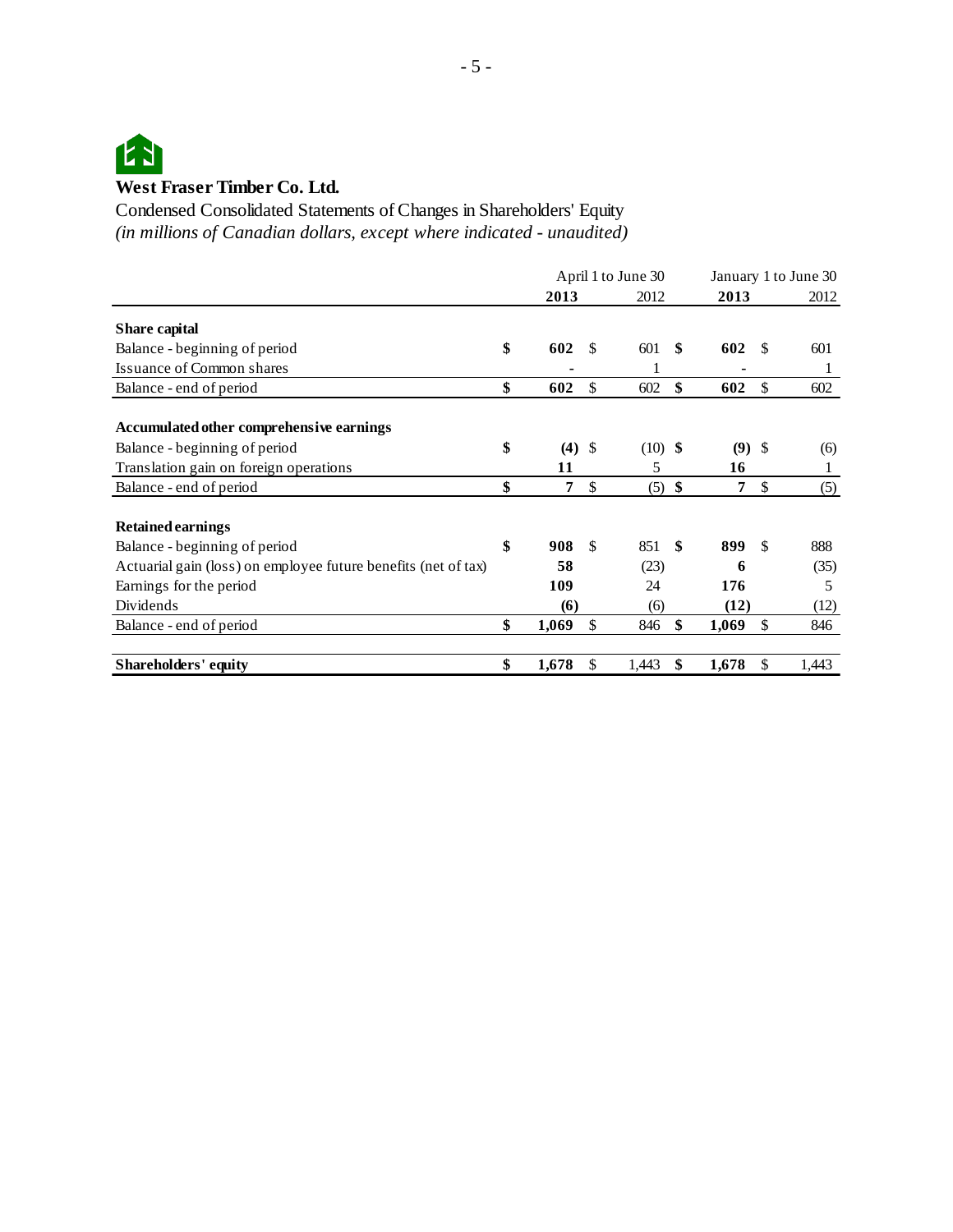**West Fraser Timber Co. Ltd.**

Condensed Consolidated Statements of Changes in Shareholders' Equity

*(in millions of Canadian dollars, except where indicated - unaudited)*

| | April 1 to June 30 | | January 1 to June 30 | |
|---|---|---|---|---|
| | **2013** | 2012 | **2013** | 2012 |
| **Share capital** | | | | |
| Balance - beginning of period | **$ 602** | $ 601 | **$ 602** | $ 601 |
| Issuance of Common shares | **-** | 1 | **-** | 1 |
| Balance - end of period | **$ 602** | $ 602 | **$ 602** | $ 602 |
| **Accumulated other comprehensive earnings** | | | | |
| Balance - beginning of period | **$ (4)** | $ (10) | **$ (9)** | $ (6) |
| Translation gain on foreign operations | **11** | 5 | **16** | 1 |
| Balance - end of period | **$ 7** | $ (5) | **$ 7** | $ (5) |
| **Retained earnings** | | | | |
| Balance - beginning of period | **$ 908** | $ 851 | **$ 899** | $ 888 |
| Actuarial gain (loss) on employee future benefits (net of tax) | **58** | (23) | **6** | (35) |
| Earnings for the period | **109** | 24 | **176** | 5 |
| Dividends | **(6)** | (6) | **(12)** | (12) |
| Balance - end of period | **$ 1,069** | $ 846 | **$ 1,069** | $ 846 |
| **Shareholders' equity** | **$ 1,678** | $ 1,443 | **$ 1,678** | $ 1,443 |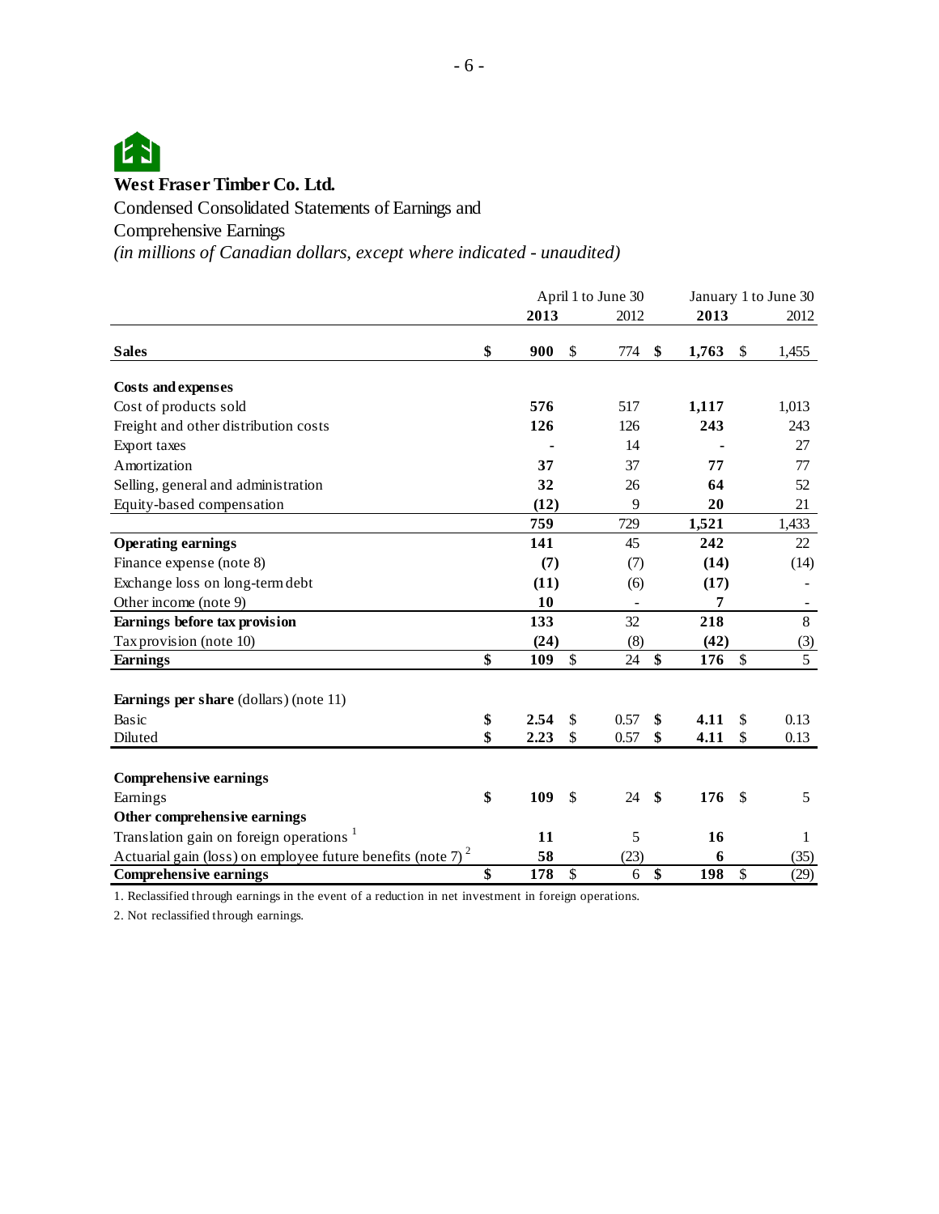**West Fraser Timber Co. Ltd.**

Condensed Consolidated Statements of Earnings and Comprehensive Earnings

*(in millions of Canadian dollars, except where indicated - unaudited)*

| | April 1 to June 30 | | January 1 to June 30 | |
|---|---|---|---|---|
| | **2013** | 2012 | **2013** | 2012 |
| **Sales** | **$ 900** | $ 774 | **$ 1,763** | $ 1,455 |
| **Costs and expenses** | | | | |
| Cost of products sold | **576** | 517 | **1,117** | 1,013 |
| Freight and other distribution costs | **126** | 126 | **243** | 243 |
| Export taxes | **-** | 14 | **-** | 27 |
| Amortization | **37** | 37 | **77** | 77 |
| Selling, general and administration | **32** | 26 | **64** | 52 |
| Equity-based compensation | **(12)** | 9 | **20** | 21 |
| | **759** | 729 | **1,521** | 1,433 |
| **Operating earnings** | **141** | 45 | **242** | 22 |
| Finance expense (note 8) | **(7)** | (7) | **(14)** | (14) |
| Exchange loss on long-term debt | **(11)** | (6) | **(17)** | - |
| Other income (note 9) | **10** | - | **7** | - |
| **Earnings before tax provision** | **133** | 32 | **218** | 8 |
| Tax provision (note 10) | **(24)** | (8) | **(42)** | (3) |
| **Earnings** | **$ 109** | $ 24 | **$ 176** | $ 5 |
| **Earnings per share** (dollars) (note 11) | | | | |
| Basic | **$ 2.54** | $ 0.57 | **$ 4.11** | $ 0.13 |
| Diluted | **$ 2.23** | $ 0.57 | **$ 4.11** | $ 0.13 |
| **Comprehensive earnings** | | | | |
| Earnings | **$ 109** | $ 24 | **$ 176** | $ 5 |
| **Other comprehensive earnings** | | | | |
| Translation gain on foreign operations [1] | **11** | 5 | **16** | 1 |
| Actuarial gain (loss) on employee future benefits (note 7) [2] | **58** | (23) | **6** | (35) |
| **Comprehensive earnings** | **$ 178** | $ 6 | **$ 198** | $ (29) |

1. Reclassified through earnings in the event of a reduction in net investment in foreign operations.

2. Not reclassified through earnings.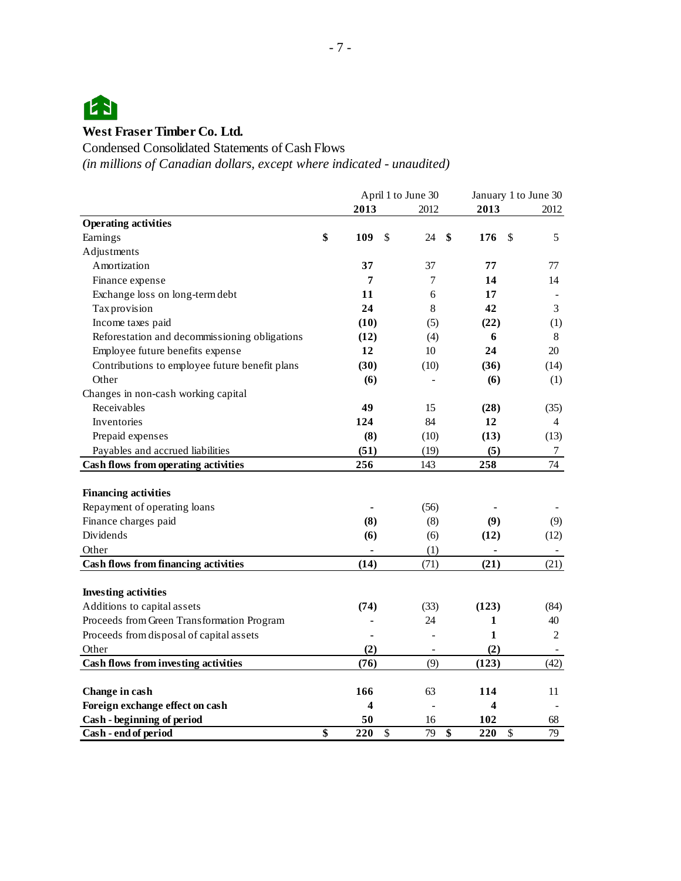**West Fraser Timber Co. Ltd.**

Condensed Consolidated Statements of Cash Flows

*(in millions of Canadian dollars, except where indicated - unaudited)*

| | April 1 to June 30 | | January 1 to June 30 | |
|---|---|---|---|---|
| | **2013** | 2012 | **2013** | 2012 |
| **Operating activities** | | | | |
| Earnings | **$ 109** | $ 24 | **$ 176** | $ 5 |
| Adjustments | | | | |
| Amortization | **37** | 37 | **77** | 77 |
| Finance expense | **7** | 7 | **14** | 14 |
| Exchange loss on long-term debt | **11** | 6 | **17** | - |
| Tax provision | **24** | 8 | **42** | 3 |
| Income taxes paid | **(10)** | (5) | **(22)** | (1) |
| Reforestation and decommissioning obligations | **(12)** | (4) | **6** | 8 |
| Employee future benefits expense | **12** | 10 | **24** | 20 |
| Contributions to employee future benefit plans | **(30)** | (10) | **(36)** | (14) |
| Other | **(6)** | - | **(6)** | (1) |
| Changes in non-cash working capital | | | | |
| Receivables | **49** | 15 | **(28)** | (35) |
| Inventories | **124** | 84 | **12** | 4 |
| Prepaid expenses | **(8)** | (10) | **(13)** | (13) |
| Payables and accrued liabilities | **(51)** | (19) | **(5)** | 7 |
| **Cash flows from operating activities** | **256** | 143 | **258** | 74 |
| | | | | |
| **Financing activities** | | | | |
| Repayment of operating loans | **-** | (56) | **-** | - |
| Finance charges paid | **(8)** | (8) | **(9)** | (9) |
| Dividends | **(6)** | (6) | **(12)** | (12) |
| Other | **-** | (1) | **-** | - |
| **Cash flows from financing activities** | **(14)** | (71) | **(21)** | (21) |
| | | | | |
| **Investing activities** | | | | |
| Additions to capital assets | **(74)** | (33) | **(123)** | (84) |
| Proceeds from Green Transformation Program | **-** | 24 | **1** | 40 |
| Proceeds from disposal of capital assets | **-** | - | **1** | 2 |
| Other | **(2)** | - | **(2)** | - |
| **Cash flows from investing activities** | **(76)** | (9) | **(123)** | (42) |
| | | | | |
| **Change in cash** | **166** | 63 | **114** | 11 |
| **Foreign exchange effect on cash** | **4** | - | **4** | - |
| **Cash - beginning of period** | **50** | 16 | **102** | 68 |
| **Cash - end of period** | **$ 220** | $ 79 | **$ 220** | $ 79 |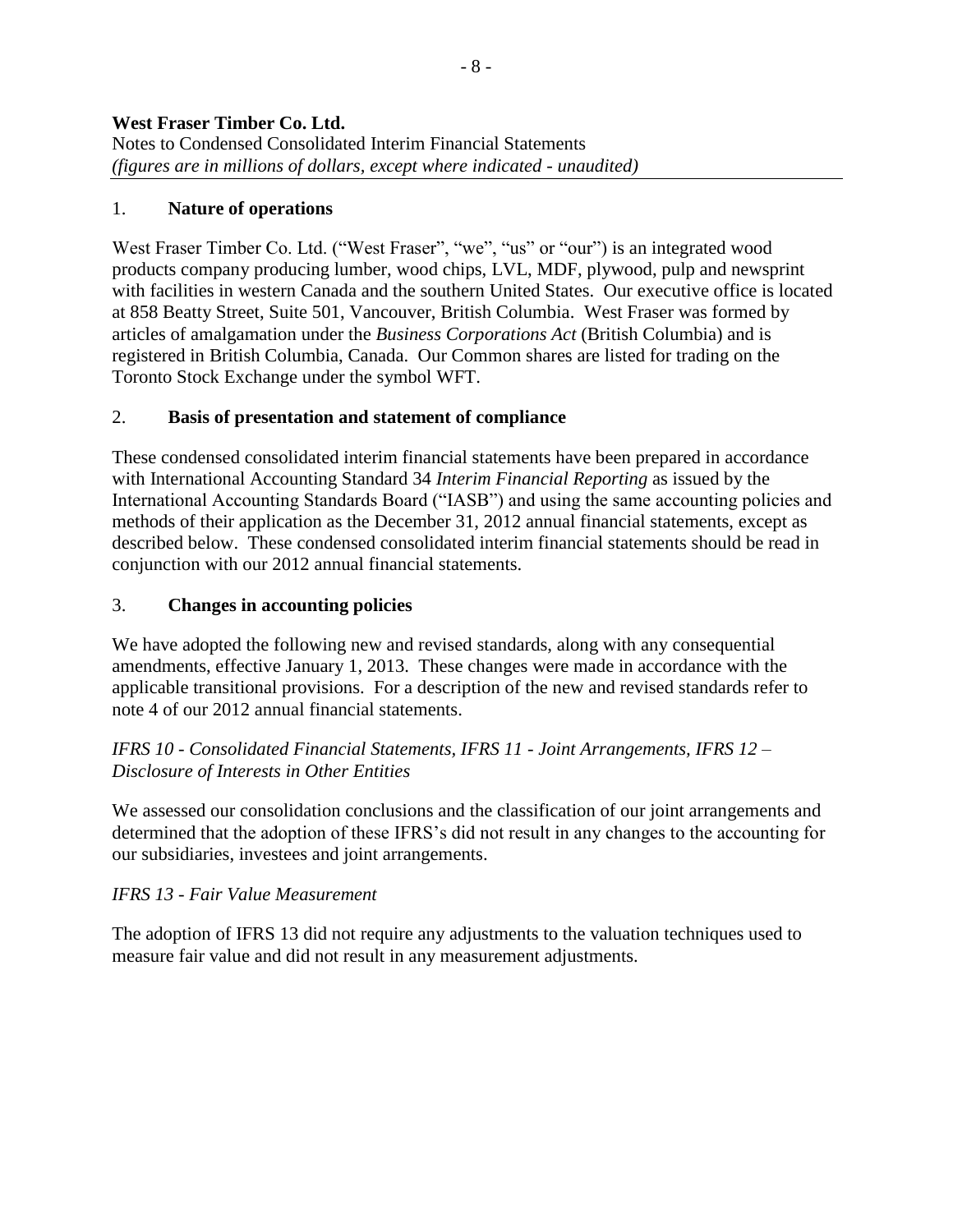**West Fraser Timber Co. Ltd.**
Notes to Condensed Consolidated Interim Financial Statements
*(figures are in millions of dollars, except where indicated - unaudited)*

## 1. Nature of operations

West Fraser Timber Co. Ltd. ("West Fraser", "we", "us" or "our") is an integrated wood products company producing lumber, wood chips, LVL, MDF, plywood, pulp and newsprint with facilities in western Canada and the southern United States. Our executive office is located at 858 Beatty Street, Suite 501, Vancouver, British Columbia. West Fraser was formed by articles of amalgamation under the *Business Corporations Act* (British Columbia) and is registered in British Columbia, Canada. Our Common shares are listed for trading on the Toronto Stock Exchange under the symbol WFT.

## 2. Basis of presentation and statement of compliance

These condensed consolidated interim financial statements have been prepared in accordance with International Accounting Standard 34 *Interim Financial Reporting* as issued by the International Accounting Standards Board ("IASB") and using the same accounting policies and methods of their application as the December 31, 2012 annual financial statements, except as described below. These condensed consolidated interim financial statements should be read in conjunction with our 2012 annual financial statements.

## 3. Changes in accounting policies

We have adopted the following new and revised standards, along with any consequential amendments, effective January 1, 2013. These changes were made in accordance with the applicable transitional provisions. For a description of the new and revised standards refer to note 4 of our 2012 annual financial statements.

*IFRS 10 - Consolidated Financial Statements, IFRS 11 - Joint Arrangements, IFRS 12 – Disclosure of Interests in Other Entities*

We assessed our consolidation conclusions and the classification of our joint arrangements and determined that the adoption of these IFRS's did not result in any changes to the accounting for our subsidiaries, investees and joint arrangements.

*IFRS 13 - Fair Value Measurement*

The adoption of IFRS 13 did not require any adjustments to the valuation techniques used to measure fair value and did not result in any measurement adjustments.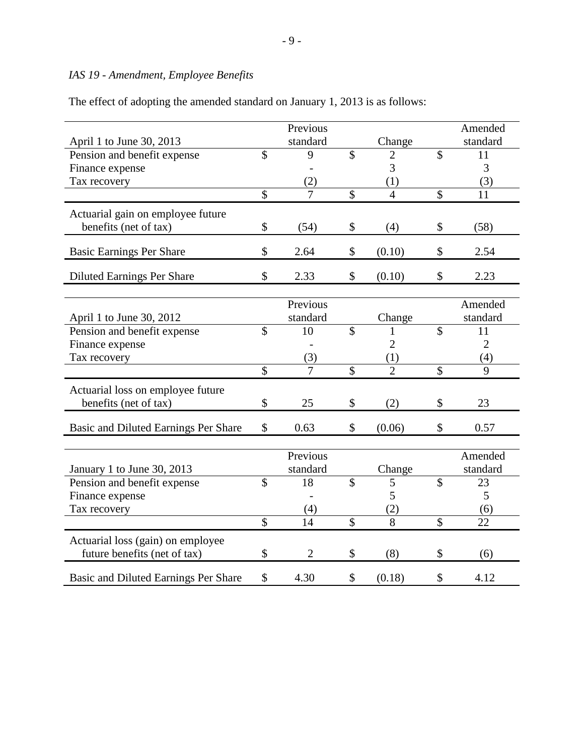*IAS 19 - Amendment, Employee Benefits*

The effect of adopting the amended standard on January 1, 2013 is as follows:

| April 1 to June 30, 2013 | Previous standard | Change | Amended standard |
|---|---|---|---|
| Pension and benefit expense | $ 9 | $ 2 | $ 11 |
| Finance expense | - | 3 | 3 |
| Tax recovery | (2) | (1) | (3) |
| | $ 7 | $ 4 | $ 11 |
| Actuarial gain on employee future benefits (net of tax) | $ (54) | $ (4) | $ (58) |
| Basic Earnings Per Share | $ 2.64 | $ (0.10) | $ 2.54 |
| Diluted Earnings Per Share | $ 2.33 | $ (0.10) | $ 2.23 |

| April 1 to June 30, 2012 | Previous standard | Change | Amended standard |
|---|---|---|---|
| Pension and benefit expense | $ 10 | $ 1 | $ 11 |
| Finance expense | - | 2 | 2 |
| Tax recovery | (3) | (1) | (4) |
| | $ 7 | $ 2 | $ 9 |
| Actuarial loss on employee future benefits (net of tax) | $ 25 | $ (2) | $ 23 |
| Basic and Diluted Earnings Per Share | $ 0.63 | $ (0.06) | $ 0.57 |

| January 1 to June 30, 2013 | Previous standard | Change | Amended standard |
|---|---|---|---|
| Pension and benefit expense | $ 18 | $ 5 | $ 23 |
| Finance expense | - | 5 | 5 |
| Tax recovery | (4) | (2) | (6) |
| | $ 14 | $ 8 | $ 22 |
| Actuarial loss (gain) on employee future benefits (net of tax) | $ 2 | $ (8) | $ (6) |
| Basic and Diluted Earnings Per Share | $ 4.30 | $ (0.18) | $ 4.12 |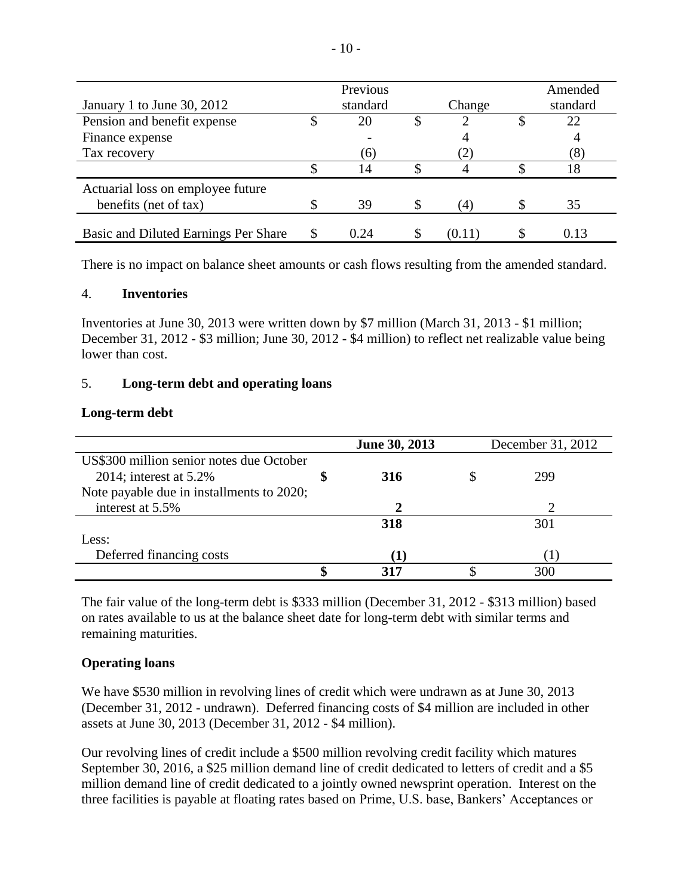| January 1 to June 30, 2012 | Previous standard | Change | Amended standard |
|---|---|---|---|
| Pension and benefit expense | $ 20 | $ 2 | $ 22 |
| Finance expense | - | 4 | 4 |
| Tax recovery | (6) | (2) | (8) |
| | $ 14 | $ 4 | $ 18 |
| Actuarial loss on employee future benefits (net of tax) | $ 39 | $ (4) | $ 35 |
| Basic and Diluted Earnings Per Share | $ 0.24 | $ (0.11) | $ 0.13 |

There is no impact on balance sheet amounts or cash flows resulting from the amended standard.

## 4. Inventories

Inventories at June 30, 2013 were written down by $7 million (March 31, 2013 - $1 million; December 31, 2012 - $3 million; June 30, 2012 - $4 million) to reflect net realizable value being lower than cost.

## 5. Long-term debt and operating loans

### Long-term debt

| | **June 30, 2013** | December 31, 2012 |
|---|---|---|
| US$300 million senior notes due October 2014; interest at 5.2% | **$ 316** | $ 299 |
| Note payable due in installments to 2020; interest at 5.5% | **2** | 2 |
| | **318** | 301 |
| Less: | | |
| Deferred financing costs | **(1)** | (1) |
| | **$ 317** | $ 300 |

The fair value of the long-term debt is $333 million (December 31, 2012 - $313 million) based on rates available to us at the balance sheet date for long-term debt with similar terms and remaining maturities.

### Operating loans

We have $530 million in revolving lines of credit which were undrawn as at June 30, 2013 (December 31, 2012 - undrawn). Deferred financing costs of $4 million are included in other assets at June 30, 2013 (December 31, 2012 - $4 million).

Our revolving lines of credit include a $500 million revolving credit facility which matures September 30, 2016, a $25 million demand line of credit dedicated to letters of credit and a $5 million demand line of credit dedicated to a jointly owned newsprint operation. Interest on the three facilities is payable at floating rates based on Prime, U.S. base, Bankers' Acceptances or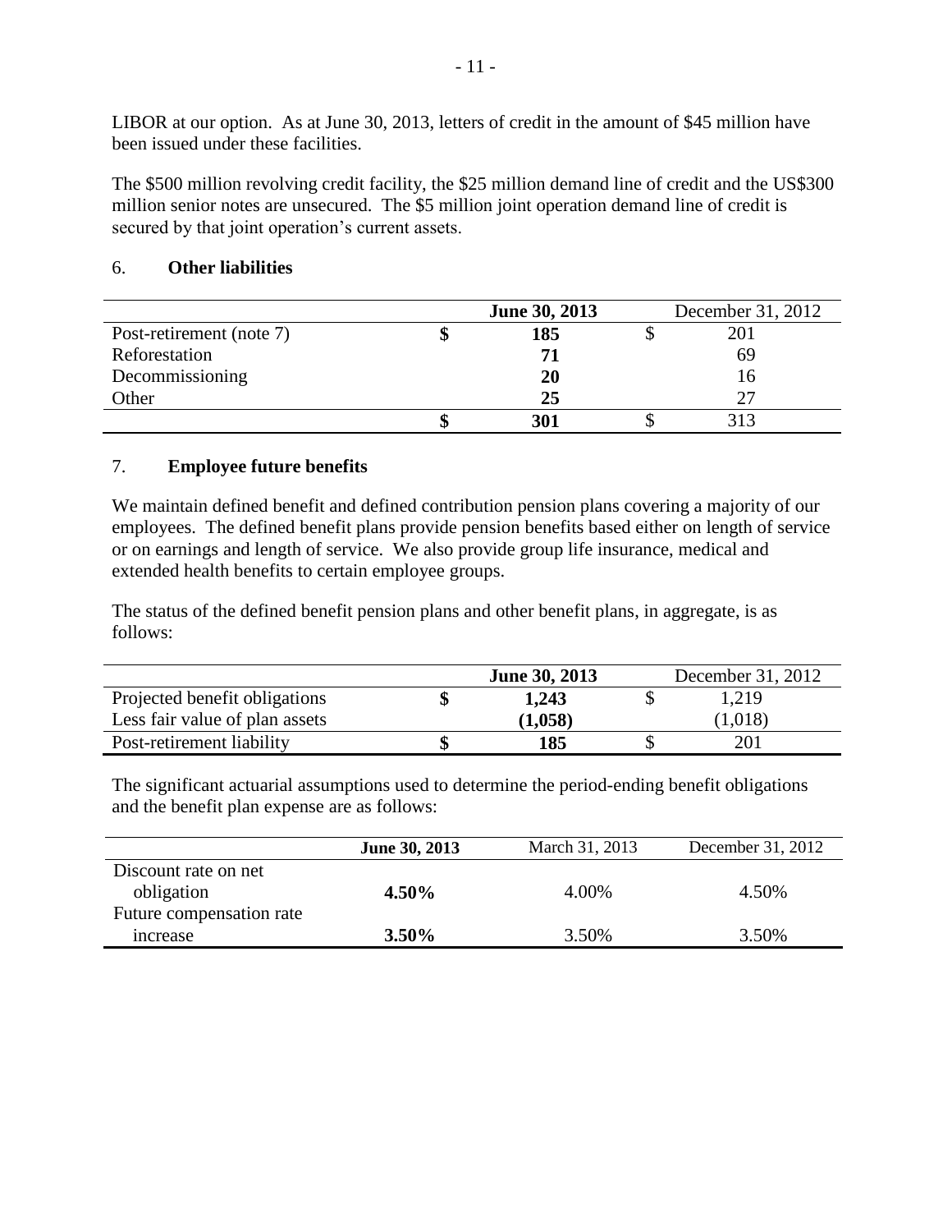LIBOR at our option. As at June 30, 2013, letters of credit in the amount of $45 million have been issued under these facilities.

The $500 million revolving credit facility, the $25 million demand line of credit and the US$300 million senior notes are unsecured. The $5 million joint operation demand line of credit is secured by that joint operation's current assets.

## 6. Other liabilities

| | June 30, 2013 | December 31, 2012 |
|---|---|---|
| Post-retirement (note 7) | $ 185 | $ 201 |
| Reforestation | 71 | 69 |
| Decommissioning | 20 | 16 |
| Other | 25 | 27 |
| | $ 301 | $ 313 |

## 7. Employee future benefits

We maintain defined benefit and defined contribution pension plans covering a majority of our employees. The defined benefit plans provide pension benefits based either on length of service or on earnings and length of service. We also provide group life insurance, medical and extended health benefits to certain employee groups.

The status of the defined benefit pension plans and other benefit plans, in aggregate, is as follows:

| | June 30, 2013 | December 31, 2012 |
|---|---|---|
| Projected benefit obligations | $ 1,243 | $ 1,219 |
| Less fair value of plan assets | (1,058) | (1,018) |
| Post-retirement liability | $ 185 | $ 201 |

The significant actuarial assumptions used to determine the period-ending benefit obligations and the benefit plan expense are as follows:

| | June 30, 2013 | March 31, 2013 | December 31, 2012 |
|---|---|---|---|
| Discount rate on net obligation | 4.50% | 4.00% | 4.50% |
| Future compensation rate increase | 3.50% | 3.50% | 3.50% |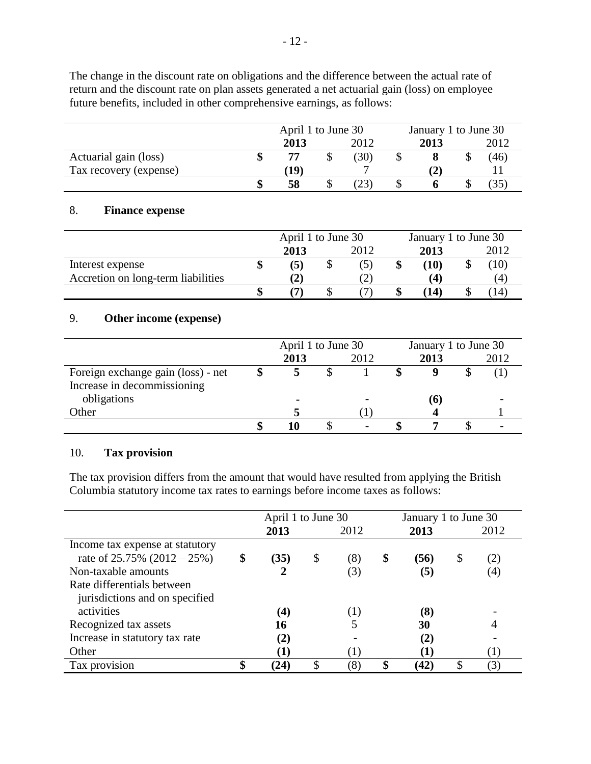The change in the discount rate on obligations and the difference between the actual rate of return and the discount rate on plan assets generated a net actuarial gain (loss) on employee future benefits, included in other comprehensive earnings, as follows:

| | April 1 to June 30 | | January 1 to June 30 | |
|---|---|---|---|---|
| | **2013** | 2012 | **2013** | 2012 |
| Actuarial gain (loss) | **$ 77** | $ (30) | **$ 8** | $ (46) |
| Tax recovery (expense) | **(19)** | 7 | **(2)** | 11 |
| | **$ 58** | $ (23) | **$ 6** | $ (35) |

## 8. Finance expense

| | April 1 to June 30 | | January 1 to June 30 | |
|---|---|---|---|---|
| | **2013** | 2012 | **2013** | 2012 |
| Interest expense | **$ (5)** | $ (5) | **$ (10)** | $ (10) |
| Accretion on long-term liabilities | **(2)** | (2) | **(4)** | (4) |
| | **$ (7)** | $ (7) | **$ (14)** | $ (14) |

## 9. Other income (expense)

| | April 1 to June 30 | | January 1 to June 30 | |
|---|---|---|---|---|
| | **2013** | 2012 | **2013** | 2012 |
| Foreign exchange gain (loss) - net | **$ 5** | $ 1 | **$ 9** | $ (1) |
| Increase in decommissioning obligations | **-** | - | **(6)** | - |
| Other | **5** | (1) | **4** | 1 |
| | **$ 10** | $ - | **$ 7** | $ - |

## 10. Tax provision

The tax provision differs from the amount that would have resulted from applying the British Columbia statutory income tax rates to earnings before income taxes as follows:

| | April 1 to June 30 | | January 1 to June 30 | |
|---|---|---|---|---|
| | **2013** | 2012 | **2013** | 2012 |
| Income tax expense at statutory rate of 25.75% (2012 – 25%) | **$ (35)** | $ (8) | **$ (56)** | $ (2) |
| Non-taxable amounts | **2** | (3) | **(5)** | (4) |
| Rate differentials between jurisdictions and on specified activities | **(4)** | (1) | **(8)** | - |
| Recognized tax assets | **16** | 5 | **30** | 4 |
| Increase in statutory tax rate | **(2)** | - | **(2)** | - |
| Other | **(1)** | (1) | **(1)** | (1) |
| Tax provision | **$ (24)** | $ (8) | **$ (42)** | $ (3) |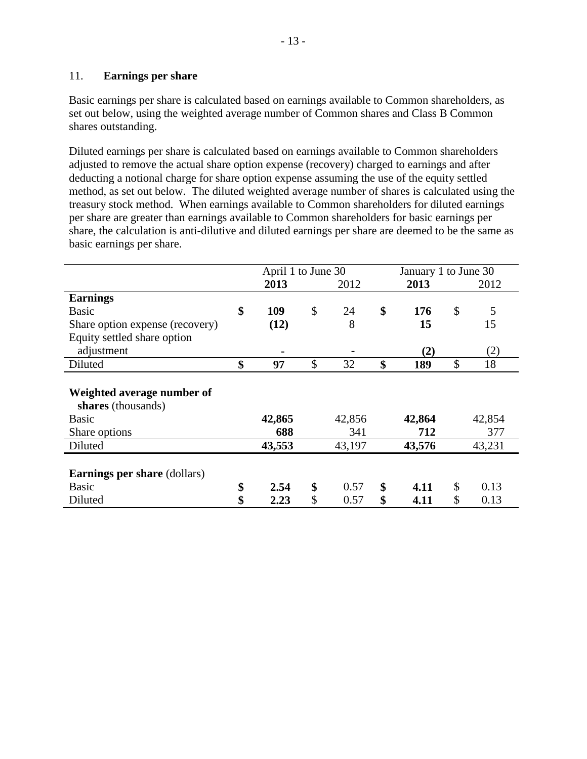## 11. Earnings per share

Basic earnings per share is calculated based on earnings available to Common shareholders, as set out below, using the weighted average number of Common shares and Class B Common shares outstanding.

Diluted earnings per share is calculated based on earnings available to Common shareholders adjusted to remove the actual share option expense (recovery) charged to earnings and after deducting a notional charge for share option expense assuming the use of the equity settled method, as set out below. The diluted weighted average number of shares is calculated using the treasury stock method. When earnings available to Common shareholders for diluted earnings per share are greater than earnings available to Common shareholders for basic earnings per share, the calculation is anti-dilutive and diluted earnings per share are deemed to be the same as basic earnings per share.

| | April 1 to June 30 | | January 1 to June 30 | |
|---|---|---|---|---|
| | **2013** | 2012 | **2013** | 2012 |
| **Earnings** | | | | |
| Basic | **$ 109** | $ 24 | **$ 176** | $ 5 |
| Share option expense (recovery) | **(12)** | 8 | **15** | 15 |
| Equity settled share option adjustment | **-** | - | **(2)** | (2) |
| Diluted | **$ 97** | $ 32 | **$ 189** | $ 18 |
| **Weighted average number of shares** (thousands) | | | | |
| Basic | **42,865** | 42,856 | **42,864** | 42,854 |
| Share options | **688** | 341 | **712** | 377 |
| Diluted | **43,553** | 43,197 | **43,576** | 43,231 |
| **Earnings per share** (dollars) | | | | |
| Basic | **$ 2.54** | $ 0.57 | **$ 4.11** | $ 0.13 |
| Diluted | **$ 2.23** | $ 0.57 | **$ 4.11** | $ 0.13 |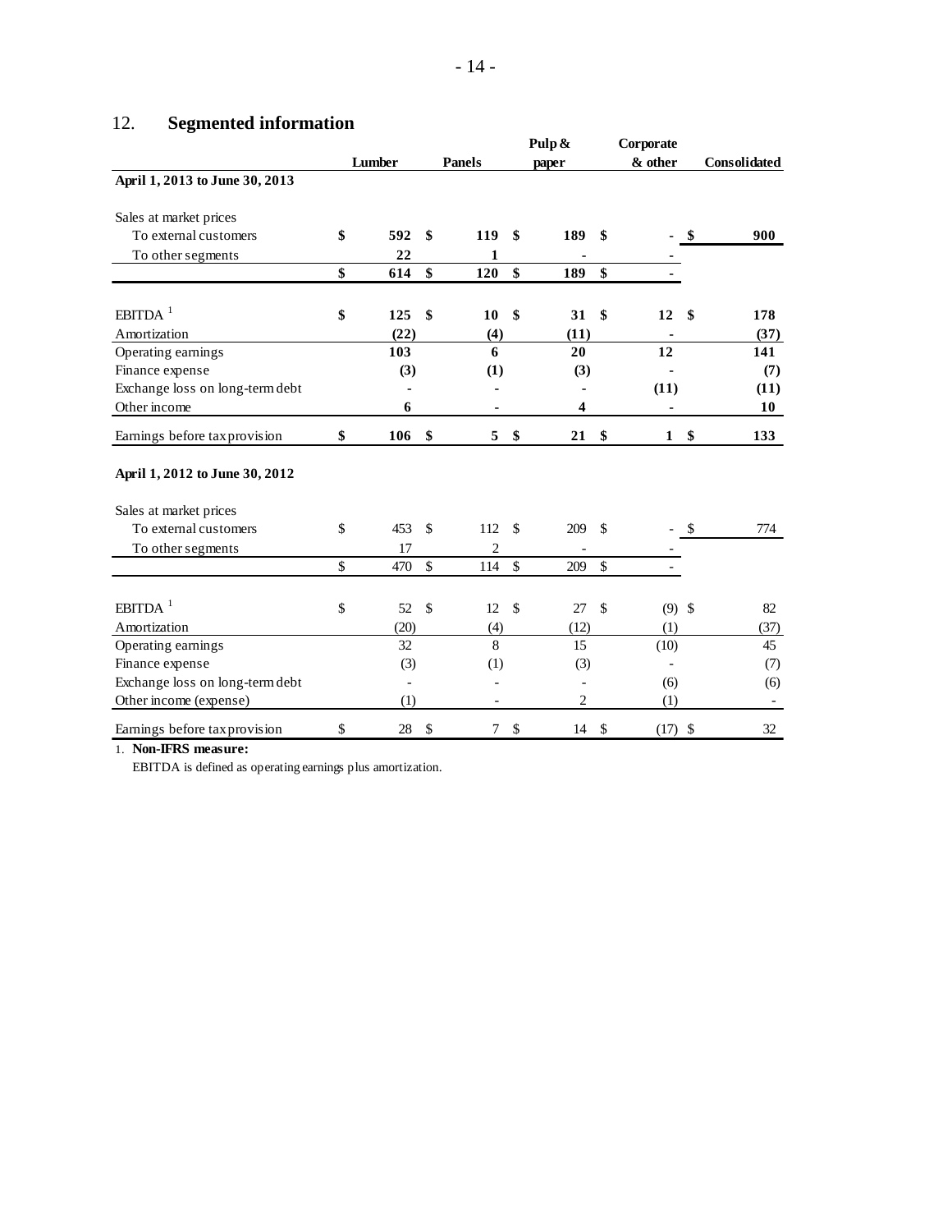## 12. Segmented information

| | Lumber | Panels | Pulp & paper | Corporate & other | Consolidated |
|---|---|---|---|---|---|
| **April 1, 2013 to June 30, 2013** | | | | | |
| Sales at market prices | | | | | |
| To external customers | **$ 592** | **$ 119** | **$ 189** | **$ -** | **$ 900** |
| To other segments | **22** | **1** | **-** | **-** | |
| | **$ 614** | **$ 120** | **$ 189** | **$ -** | |
| EBITDA [1] | **$ 125** | **$ 10** | **$ 31** | **$ 12** | **$ 178** |
| Amortization | **(22)** | **(4)** | **(11)** | **-** | **(37)** |
| Operating earnings | **103** | **6** | **20** | **12** | **141** |
| Finance expense | **(3)** | **(1)** | **(3)** | **-** | **(7)** |
| Exchange loss on long-term debt | **-** | **-** | **-** | **(11)** | **(11)** |
| Other income | **6** | **-** | **4** | **-** | **10** |
| Earnings before tax provision | **$ 106** | **$ 5** | **$ 21** | **$ 1** | **$ 133** |
| **April 1, 2012 to June 30, 2012** | | | | | |
| Sales at market prices | | | | | |
| To external customers | $ 453 | $ 112 | $ 209 | $ - | $ 774 |
| To other segments | 17 | 2 | - | - | |
| | $ 470 | $ 114 | $ 209 | $ - | |
| EBITDA [1] | $ 52 | $ 12 | $ 27 | $ (9) | $ 82 |
| Amortization | (20) | (4) | (12) | (1) | (37) |
| Operating earnings | 32 | 8 | 15 | (10) | 45 |
| Finance expense | (3) | (1) | (3) | - | (7) |
| Exchange loss on long-term debt | - | - | - | (6) | (6) |
| Other income (expense) | (1) | - | 2 | (1) | - |
| Earnings before tax provision | $ 28 | $ 7 | $ 14 | $ (17) | $ 32 |

1. **Non-IFRS measure:**
   EBITDA is defined as operating earnings plus amortization.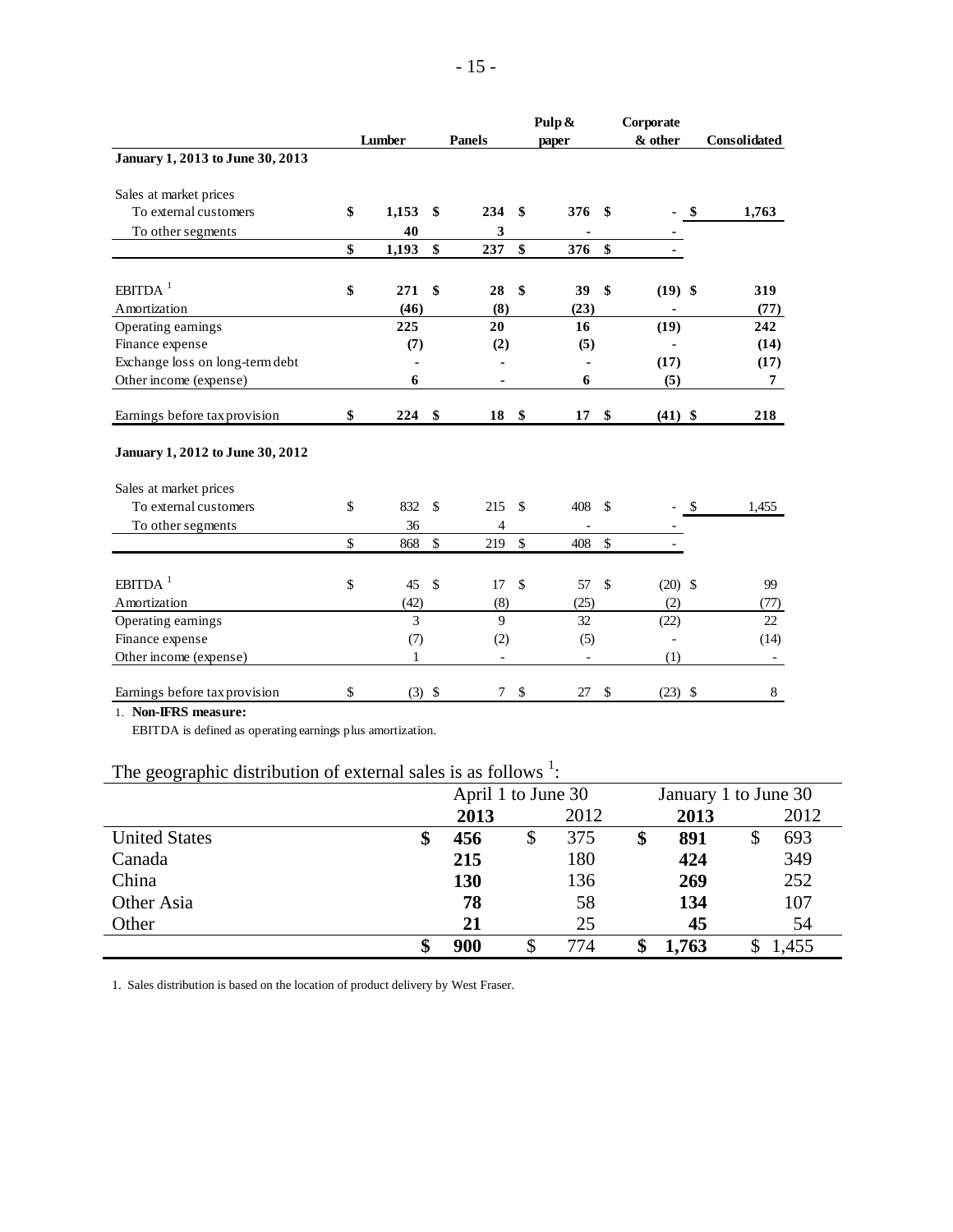| | Lumber | Panels | Pulp & paper | Corporate & other | Consolidated |
|---|---|---|---|---|---|
| **January 1, 2013 to June 30, 2013** | | | | | |
| Sales at market prices | | | | | |
| To external customers | **$ 1,153** | **$ 234** | **$ 376** | **$ -** | **$ 1,763** |
| To other segments | **40** | **3** | **-** | **-** | |
| | **$ 1,193** | **$ 237** | **$ 376** | **$ -** | |
| EBITDA [1] | **$ 271** | **$ 28** | **$ 39** | **$ (19)** | **$ 319** |
| Amortization | **(46)** | **(8)** | **(23)** | **-** | **(77)** |
| Operating earnings | **225** | **20** | **16** | **(19)** | **242** |
| Finance expense | **(7)** | **(2)** | **(5)** | **-** | **(14)** |
| Exchange loss on long-term debt | **-** | **-** | **-** | **(17)** | **(17)** |
| Other income (expense) | **6** | **-** | **6** | **(5)** | **7** |
| Earnings before tax provision | **$ 224** | **$ 18** | **$ 17** | **$ (41)** | **$ 218** |
| **January 1, 2012 to June 30, 2012** | | | | | |
| Sales at market prices | | | | | |
| To external customers | $ 832 | $ 215 | $ 408 | $ - | $ 1,455 |
| To other segments | 36 | 4 | - | - | |
| | $ 868 | $ 219 | $ 408 | $ - | |
| EBITDA [1] | $ 45 | $ 17 | $ 57 | $ (20) | $ 99 |
| Amortization | (42) | (8) | (25) | (2) | (77) |
| Operating earnings | 3 | 9 | 32 | (22) | 22 |
| Finance expense | (7) | (2) | (5) | - | (14) |
| Other income (expense) | 1 | - | - | (1) | - |
| Earnings before tax provision | $ (3) | $ 7 | $ 27 | $ (23) | $ 8 |

1. **Non-IFRS measure:**
   EBITDA is defined as operating earnings plus amortization.

The geographic distribution of external sales is as follows [1]:

| | April 1 to June 30 | | January 1 to June 30 | |
|---|---|---|---|---|
| | **2013** | 2012 | **2013** | 2012 |
| United States | **$ 456** | $ 375 | **$ 891** | $ 693 |
| Canada | **215** | 180 | **424** | 349 |
| China | **130** | 136 | **269** | 252 |
| Other Asia | **78** | 58 | **134** | 107 |
| Other | **21** | 25 | **45** | 54 |
| | **$ 900** | $ 774 | **$ 1,763** | $ 1,455 |

1. Sales distribution is based on the location of product delivery by West Fraser.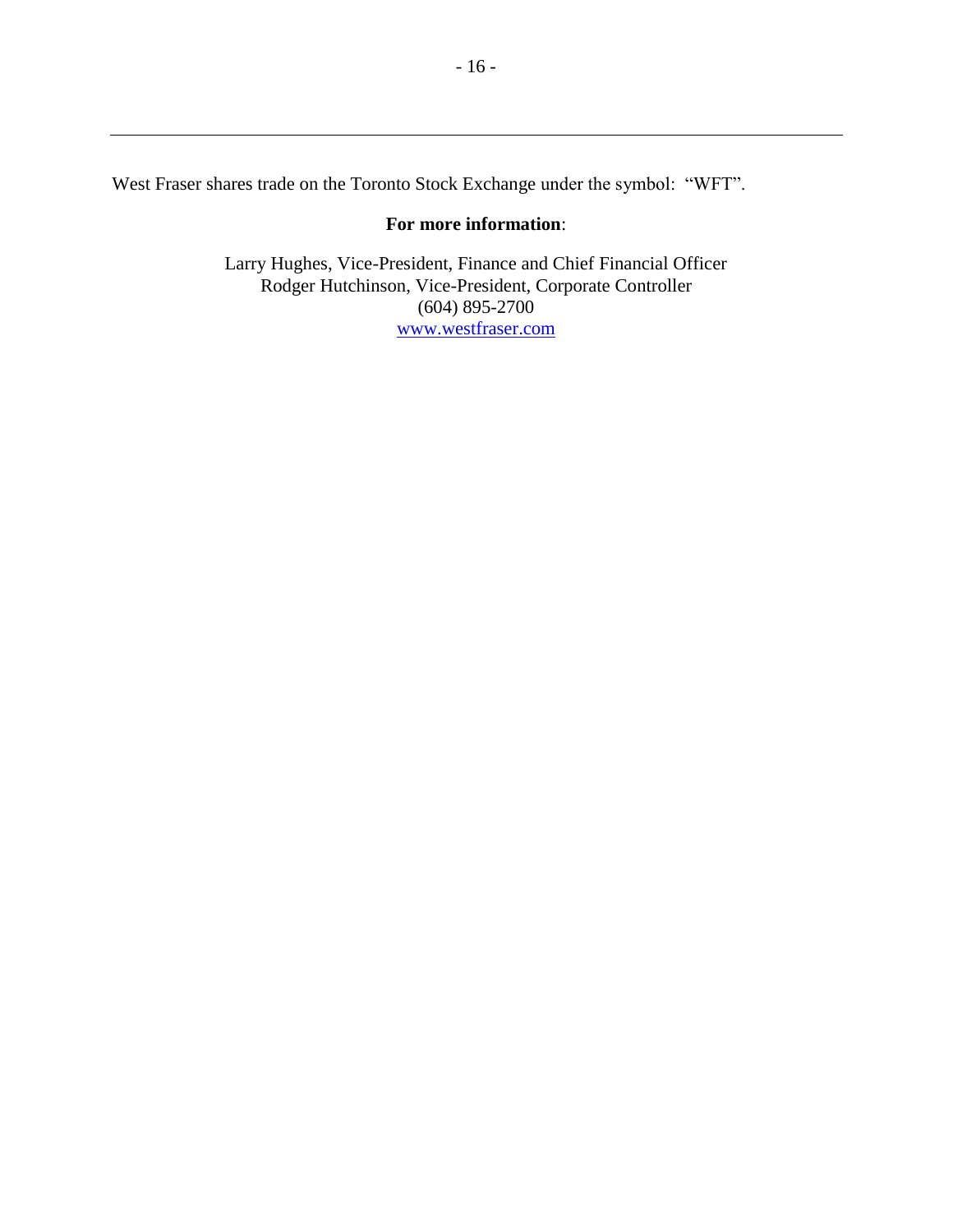West Fraser shares trade on the Toronto Stock Exchange under the symbol: "WFT".

**For more information**:

Larry Hughes, Vice-President, Finance and Chief Financial Officer
Rodger Hutchinson, Vice-President, Corporate Controller
(604) 895-2700
www.westfraser.com